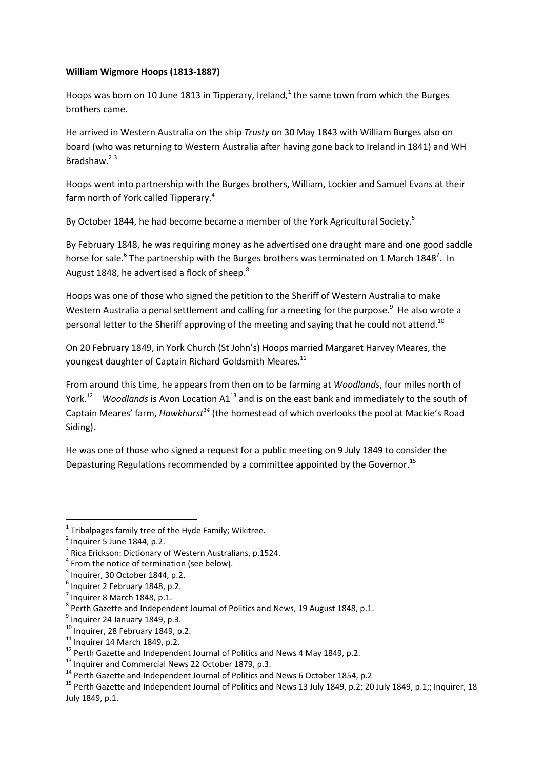**William Wigmore Hoops (1813-1887)**

Hoops was born on 10 June 1813 in Tipperary, Ireland,[1] the same town from which the Burges brothers came.

He arrived in Western Australia on the ship *Trusty* on 30 May 1843 with William Burges also on board (who was returning to Western Australia after having gone back to Ireland in 1841) and WH Bradshaw.[2] [3]

Hoops went into partnership with the Burges brothers, William, Lockier and Samuel Evans at their farm north of York called Tipperary.[4]

By October 1844, he had become became a member of the York Agricultural Society.[5]

By February 1848, he was requiring money as he advertised one draught mare and one good saddle horse for sale.[6] The partnership with the Burges brothers was terminated on 1 March 1848[7]. In August 1848, he advertised a flock of sheep.[8]

Hoops was one of those who signed the petition to the Sheriff of Western Australia to make Western Australia a penal settlement and calling for a meeting for the purpose.[9] He also wrote a personal letter to the Sheriff approving of the meeting and saying that he could not attend.[10]

On 20 February 1849, in York Church (St John's) Hoops married Margaret Harvey Meares, the youngest daughter of Captain Richard Goldsmith Meares.[11]

From around this time, he appears from then on to be farming at *Woodlands*, four miles north of York.[12] *Woodlands* is Avon Location A1[13] and is on the east bank and immediately to the south of Captain Meares' farm, *Hawkhurst*[14] (the homestead of which overlooks the pool at Mackie's Road Siding).

He was one of those who signed a request for a public meeting on 9 July 1849 to consider the Depasturing Regulations recommended by a committee appointed by the Governor.[15]

---

[1] Tribalpages family tree of the Hyde Family; Wikitree.

[2] Inquirer 5 June 1844, p.2.

[3] Rica Erickson: Dictionary of Western Australians, p.1524.

[4] From the notice of termination (see below).

[5] Inquirer, 30 October 1844, p.2.

[6] Inquirer 2 February 1848, p.2.

[7] Inquirer 8 March 1848, p.1.

[8] Perth Gazette and Independent Journal of Politics and News, 19 August 1848, p.1.

[9] Inquirer 24 January 1849, p.3.

[10] Inquirer, 28 February 1849, p.2.

[11] Inquirer 14 March 1849, p.2.

[12] Perth Gazette and Independent Journal of Politics and News 4 May 1849, p.2.

[13] Inquirer and Commercial News 22 October 1879, p.3.

[14] Perth Gazette and Independent Journal of Politics and News 6 October 1854, p.2

[15] Perth Gazette and Independent Journal of Politics and News 13 July 1849, p.2; 20 July 1849, p.1;; Inquirer, 18 July 1849, p.1.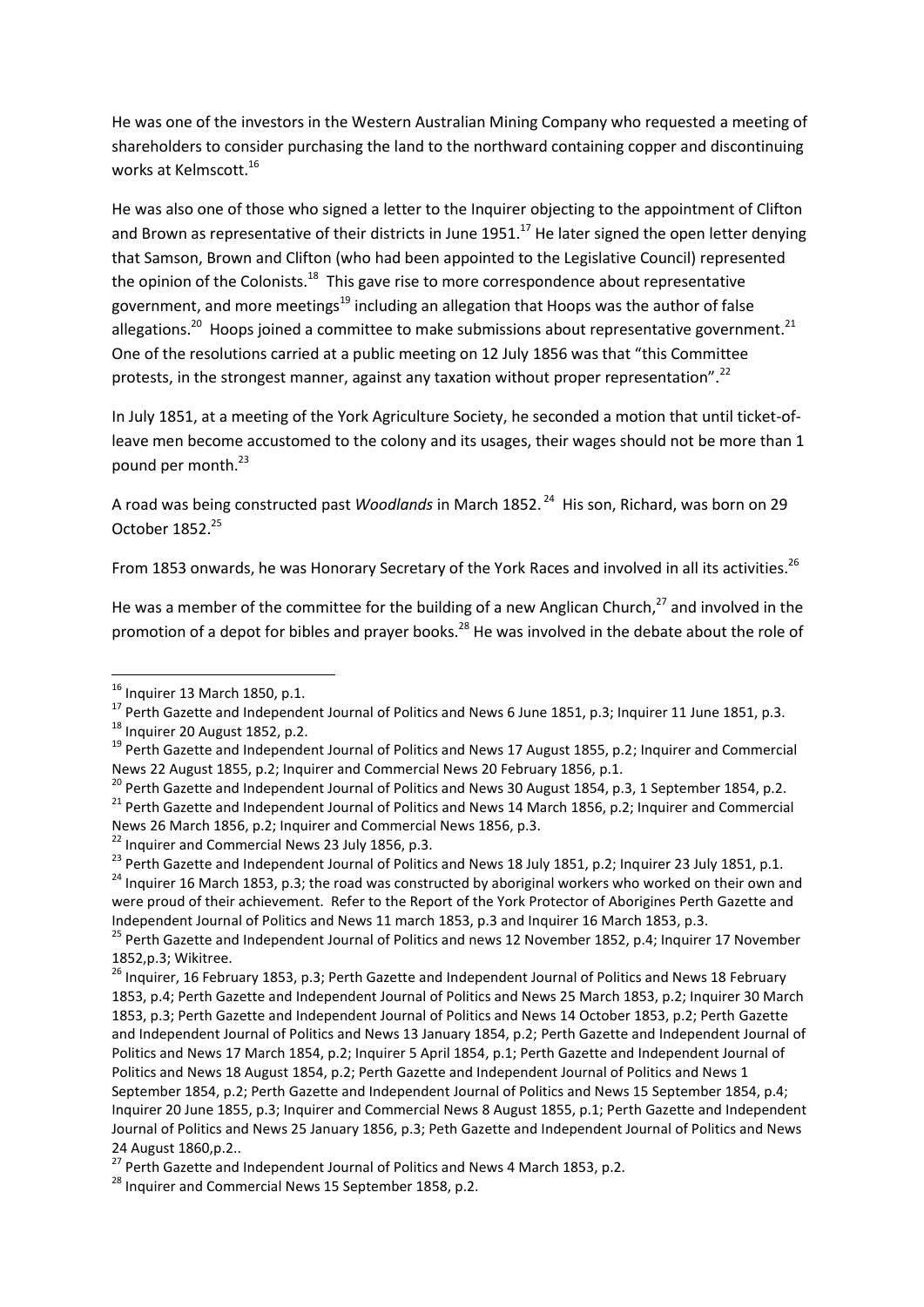He was one of the investors in the Western Australian Mining Company who requested a meeting of shareholders to consider purchasing the land to the northward containing copper and discontinuing works at Kelmscott.[16]

He was also one of those who signed a letter to the Inquirer objecting to the appointment of Clifton and Brown as representative of their districts in June 1951.[17] He later signed the open letter denying that Samson, Brown and Clifton (who had been appointed to the Legislative Council) represented the opinion of the Colonists.[18] This gave rise to more correspondence about representative government, and more meetings[19] including an allegation that Hoops was the author of false allegations.[20] Hoops joined a committee to make submissions about representative government.[21] One of the resolutions carried at a public meeting on 12 July 1856 was that "this Committee protests, in the strongest manner, against any taxation without proper representation".[22]

In July 1851, at a meeting of the York Agriculture Society, he seconded a motion that until ticket-of-leave men become accustomed to the colony and its usages, their wages should not be more than 1 pound per month.[23]

A road was being constructed past *Woodlands* in March 1852.[24] His son, Richard, was born on 29 October 1852.[25]

From 1853 onwards, he was Honorary Secretary of the York Races and involved in all its activities.[26]

He was a member of the committee for the building of a new Anglican Church,[27] and involved in the promotion of a depot for bibles and prayer books.[28] He was involved in the debate about the role of

---

[16] Inquirer 13 March 1850, p.1.

[17] Perth Gazette and Independent Journal of Politics and News 6 June 1851, p.3; Inquirer 11 June 1851, p.3.

[18] Inquirer 20 August 1852, p.2.

[19] Perth Gazette and Independent Journal of Politics and News 17 August 1855, p.2; Inquirer and Commercial News 22 August 1855, p.2; Inquirer and Commercial News 20 February 1856, p.1.

[20] Perth Gazette and Independent Journal of Politics and News 30 August 1854, p.3, 1 September 1854, p.2.

[21] Perth Gazette and Independent Journal of Politics and News 14 March 1856, p.2; Inquirer and Commercial News 26 March 1856, p.2; Inquirer and Commercial News 1856, p.3.

[22] Inquirer and Commercial News 23 July 1856, p.3.

[23] Perth Gazette and Independent Journal of Politics and News 18 July 1851, p.2; Inquirer 23 July 1851, p.1.

[24] Inquirer 16 March 1853, p.3; the road was constructed by aboriginal workers who worked on their own and were proud of their achievement. Refer to the Report of the York Protector of Aborigines Perth Gazette and Independent Journal of Politics and News 11 march 1853, p.3 and Inquirer 16 March 1853, p.3.

[25] Perth Gazette and Independent Journal of Politics and news 12 November 1852, p.4; Inquirer 17 November 1852,p.3; Wikitree.

[26] Inquirer, 16 February 1853, p.3; Perth Gazette and Independent Journal of Politics and News 18 February 1853, p.4; Perth Gazette and Independent Journal of Politics and News 25 March 1853, p.2; Inquirer 30 March 1853, p.3; Perth Gazette and Independent Journal of Politics and News 14 October 1853, p.2; Perth Gazette and Independent Journal of Politics and News 13 January 1854, p.2; Perth Gazette and Independent Journal of Politics and News 17 March 1854, p.2; Inquirer 5 April 1854, p.1; Perth Gazette and Independent Journal of Politics and News 18 August 1854, p.2; Perth Gazette and Independent Journal of Politics and News 1 September 1854, p.2; Perth Gazette and Independent Journal of Politics and News 15 September 1854, p.4; Inquirer 20 June 1855, p.3; Inquirer and Commercial News 8 August 1855, p.1; Perth Gazette and Independent Journal of Politics and News 25 January 1856, p.3; Peth Gazette and Independent Journal of Politics and News 24 August 1860,p.2..

[27] Perth Gazette and Independent Journal of Politics and News 4 March 1853, p.2.

[28] Inquirer and Commercial News 15 September 1858, p.2.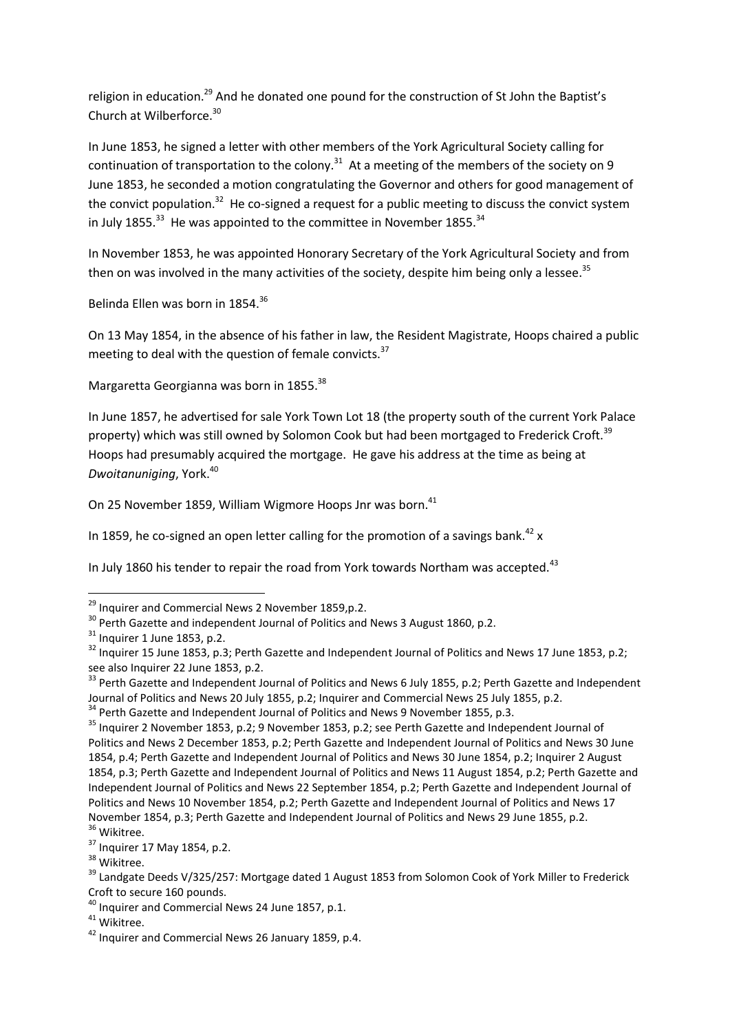religion in education.[29] And he donated one pound for the construction of St John the Baptist's Church at Wilberforce.[30]

In June 1853, he signed a letter with other members of the York Agricultural Society calling for continuation of transportation to the colony.[31] At a meeting of the members of the society on 9 June 1853, he seconded a motion congratulating the Governor and others for good management of the convict population.[32] He co-signed a request for a public meeting to discuss the convict system in July 1855.[33] He was appointed to the committee in November 1855.[34]

In November 1853, he was appointed Honorary Secretary of the York Agricultural Society and from then on was involved in the many activities of the society, despite him being only a lessee.[35]

Belinda Ellen was born in 1854.[36]

On 13 May 1854, in the absence of his father in law, the Resident Magistrate, Hoops chaired a public meeting to deal with the question of female convicts.[37]

Margaretta Georgianna was born in 1855.[38]

In June 1857, he advertised for sale York Town Lot 18 (the property south of the current York Palace property) which was still owned by Solomon Cook but had been mortgaged to Frederick Croft.[39] Hoops had presumably acquired the mortgage. He gave his address at the time as being at *Dwoitanuniging*, York.[40]

On 25 November 1859, William Wigmore Hoops Jnr was born.[41]

In 1859, he co-signed an open letter calling for the promotion of a savings bank.[42] x

In July 1860 his tender to repair the road from York towards Northam was accepted.[43]

---

[29] Inquirer and Commercial News 2 November 1859,p.2.

[30] Perth Gazette and independent Journal of Politics and News 3 August 1860, p.2.

[31] Inquirer 1 June 1853, p.2.

[32] Inquirer 15 June 1853, p.3; Perth Gazette and Independent Journal of Politics and News 17 June 1853, p.2; see also Inquirer 22 June 1853, p.2.

[33] Perth Gazette and Independent Journal of Politics and News 6 July 1855, p.2; Perth Gazette and Independent Journal of Politics and News 20 July 1855, p.2; Inquirer and Commercial News 25 July 1855, p.2.

[34] Perth Gazette and Independent Journal of Politics and News 9 November 1855, p.3.

[35] Inquirer 2 November 1853, p.2; 9 November 1853, p.2; see Perth Gazette and Independent Journal of Politics and News 2 December 1853, p.2; Perth Gazette and Independent Journal of Politics and News 30 June 1854, p.4; Perth Gazette and Independent Journal of Politics and News 30 June 1854, p.2; Inquirer 2 August 1854, p.3; Perth Gazette and Independent Journal of Politics and News 11 August 1854, p.2; Perth Gazette and Independent Journal of Politics and News 22 September 1854, p.2; Perth Gazette and Independent Journal of Politics and News 10 November 1854, p.2; Perth Gazette and Independent Journal of Politics and News 17 November 1854, p.3; Perth Gazette and Independent Journal of Politics and News 29 June 1855, p.2.

[36] Wikitree.

[37] Inquirer 17 May 1854, p.2.

[38] Wikitree.

[39] Landgate Deeds V/325/257: Mortgage dated 1 August 1853 from Solomon Cook of York Miller to Frederick Croft to secure 160 pounds.

[40] Inquirer and Commercial News 24 June 1857, p.1.

[41] Wikitree.

[42] Inquirer and Commercial News 26 January 1859, p.4.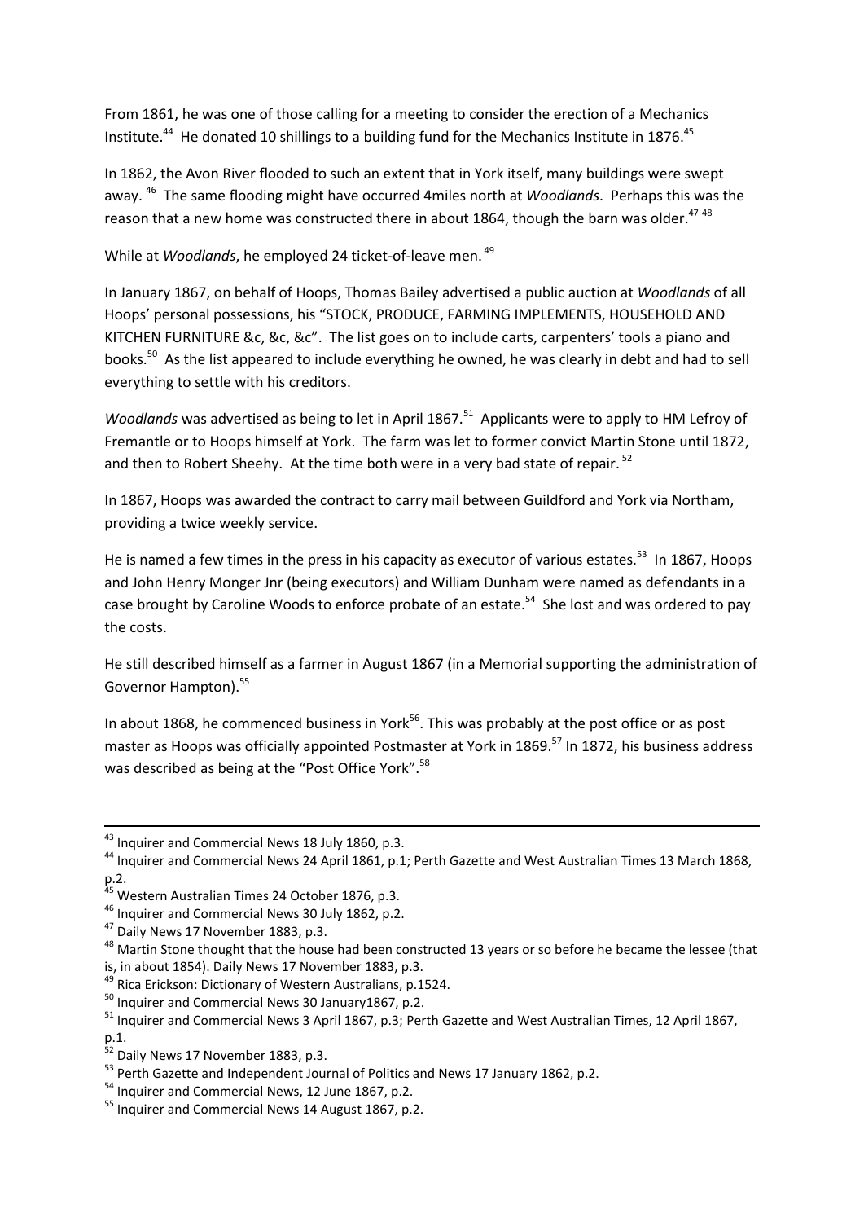From 1861, he was one of those calling for a meeting to consider the erection of a Mechanics Institute.[44] He donated 10 shillings to a building fund for the Mechanics Institute in 1876.[45]

In 1862, the Avon River flooded to such an extent that in York itself, many buildings were swept away. [46] The same flooding might have occurred 4miles north at *Woodlands*. Perhaps this was the reason that a new home was constructed there in about 1864, though the barn was older.[47] [48]

While at *Woodlands*, he employed 24 ticket-of-leave men. [49]

In January 1867, on behalf of Hoops, Thomas Bailey advertised a public auction at *Woodlands* of all Hoops' personal possessions, his "STOCK, PRODUCE, FARMING IMPLEMENTS, HOUSEHOLD AND KITCHEN FURNITURE &c, &c, &c". The list goes on to include carts, carpenters' tools a piano and books.[50] As the list appeared to include everything he owned, he was clearly in debt and had to sell everything to settle with his creditors.

*Woodlands* was advertised as being to let in April 1867.[51] Applicants were to apply to HM Lefroy of Fremantle or to Hoops himself at York. The farm was let to former convict Martin Stone until 1872, and then to Robert Sheehy. At the time both were in a very bad state of repair. [52]

In 1867, Hoops was awarded the contract to carry mail between Guildford and York via Northam, providing a twice weekly service.

He is named a few times in the press in his capacity as executor of various estates.[53] In 1867, Hoops and John Henry Monger Jnr (being executors) and William Dunham were named as defendants in a case brought by Caroline Woods to enforce probate of an estate.[54] She lost and was ordered to pay the costs.

He still described himself as a farmer in August 1867 (in a Memorial supporting the administration of Governor Hampton).[55]

In about 1868, he commenced business in York[56]. This was probably at the post office or as post master as Hoops was officially appointed Postmaster at York in 1869.[57] In 1872, his business address was described as being at the "Post Office York".[58]

---

[43] Inquirer and Commercial News 18 July 1860, p.3.

[44] Inquirer and Commercial News 24 April 1861, p.1; Perth Gazette and West Australian Times 13 March 1868, p.2.

[45] Western Australian Times 24 October 1876, p.3.

[46] Inquirer and Commercial News 30 July 1862, p.2.

[47] Daily News 17 November 1883, p.3.

[48] Martin Stone thought that the house had been constructed 13 years or so before he became the lessee (that is, in about 1854). Daily News 17 November 1883, p.3.

[49] Rica Erickson: Dictionary of Western Australians, p.1524.

[50] Inquirer and Commercial News 30 January1867, p.2.

[51] Inquirer and Commercial News 3 April 1867, p.3; Perth Gazette and West Australian Times, 12 April 1867, p.1.

[52] Daily News 17 November 1883, p.3.

[53] Perth Gazette and Independent Journal of Politics and News 17 January 1862, p.2.

[54] Inquirer and Commercial News, 12 June 1867, p.2.

[55] Inquirer and Commercial News 14 August 1867, p.2.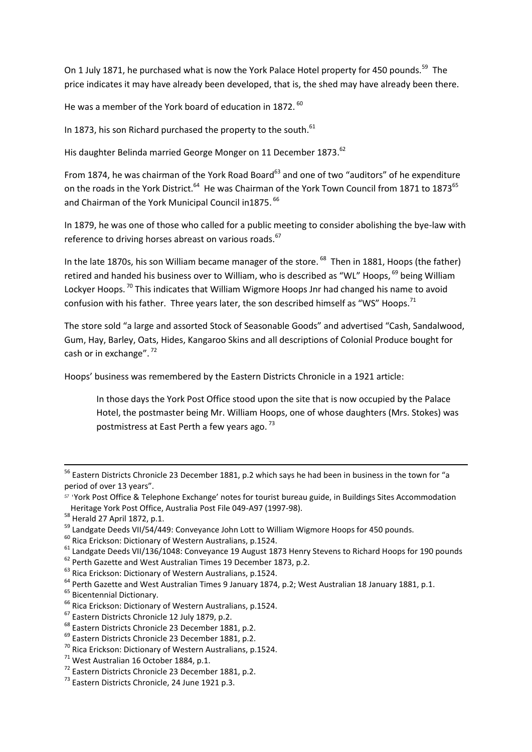On 1 July 1871, he purchased what is now the York Palace Hotel property for 450 pounds.[59] The price indicates it may have already been developed, that is, the shed may have already been there.

He was a member of the York board of education in 1872. [60]

In 1873, his son Richard purchased the property to the south.[61]

His daughter Belinda married George Monger on 11 December 1873.[62]

From 1874, he was chairman of the York Road Board[63] and one of two "auditors" of he expenditure on the roads in the York District.[64] He was Chairman of the York Town Council from 1871 to 1873[65] and Chairman of the York Municipal Council in1875. [66]

In 1879, he was one of those who called for a public meeting to consider abolishing the bye-law with reference to driving horses abreast on various roads.[67]

In the late 1870s, his son William became manager of the store. [68] Then in 1881, Hoops (the father) retired and handed his business over to William, who is described as "WL" Hoops, [69] being William Lockyer Hoops. [70] This indicates that William Wigmore Hoops Jnr had changed his name to avoid confusion with his father. Three years later, the son described himself as "WS" Hoops.[71]

The store sold "a large and assorted Stock of Seasonable Goods" and advertised "Cash, Sandalwood, Gum, Hay, Barley, Oats, Hides, Kangaroo Skins and all descriptions of Colonial Produce bought for cash or in exchange". [72]

Hoops' business was remembered by the Eastern Districts Chronicle in a 1921 article:

> In those days the York Post Office stood upon the site that is now occupied by the Palace Hotel, the postmaster being Mr. William Hoops, one of whose daughters (Mrs. Stokes) was postmistress at East Perth a few years ago. [73]

---

[56] Eastern Districts Chronicle 23 December 1881, p.2 which says he had been in business in the town for "a period of over 13 years".

[57] 'York Post Office & Telephone Exchange' notes for tourist bureau guide, in Buildings Sites Accommodation Heritage York Post Office, Australia Post File 049-A97 (1997-98).

[58] Herald 27 April 1872, p.1.

[59] Landgate Deeds VII/54/449: Conveyance John Lott to William Wigmore Hoops for 450 pounds.

[60] Rica Erickson: Dictionary of Western Australians, p.1524.

[61] Landgate Deeds VII/136/1048: Conveyance 19 August 1873 Henry Stevens to Richard Hoops for 190 pounds

[62] Perth Gazette and West Australian Times 19 December 1873, p.2.

[63] Rica Erickson: Dictionary of Western Australians, p.1524.

[64] Perth Gazette and West Australian Times 9 January 1874, p.2; West Australian 18 January 1881, p.1.

[65] Bicentennial Dictionary.

[66] Rica Erickson: Dictionary of Western Australians, p.1524.

[67] Eastern Districts Chronicle 12 July 1879, p.2.

[68] Eastern Districts Chronicle 23 December 1881, p.2.

[69] Eastern Districts Chronicle 23 December 1881, p.2.

[70] Rica Erickson: Dictionary of Western Australians, p.1524.

[71] West Australian 16 October 1884, p.1.

[72] Eastern Districts Chronicle 23 December 1881, p.2.

[73] Eastern Districts Chronicle, 24 June 1921 p.3.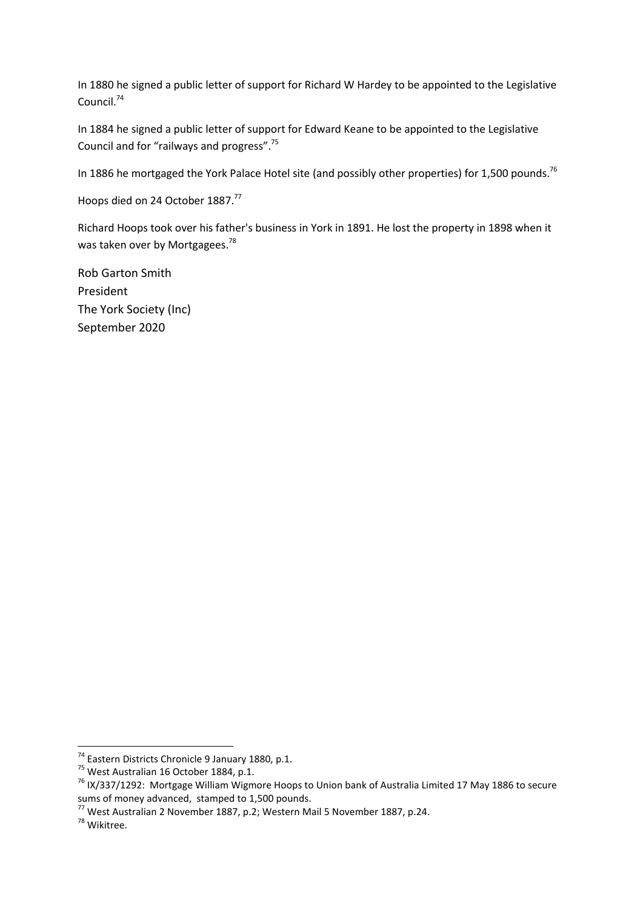In 1880 he signed a public letter of support for Richard W Hardey to be appointed to the Legislative Council.[74]

In 1884 he signed a public letter of support for Edward Keane to be appointed to the Legislative Council and for "railways and progress".[75]

In 1886 he mortgaged the York Palace Hotel site (and possibly other properties) for 1,500 pounds.[76]

Hoops died on 24 October 1887.[77]

Richard Hoops took over his father's business in York in 1891. He lost the property in 1898 when it was taken over by Mortgagees.[78]

Rob Garton Smith  
President  
The York Society (Inc)  
September 2020

---

[74] Eastern Districts Chronicle 9 January 1880, p.1.

[75] West Australian 16 October 1884, p.1.

[76] IX/337/1292: Mortgage William Wigmore Hoops to Union bank of Australia Limited 17 May 1886 to secure sums of money advanced, stamped to 1,500 pounds.

[77] West Australian 2 November 1887, p.2; Western Mail 5 November 1887, p.24.

[78] Wikitree.